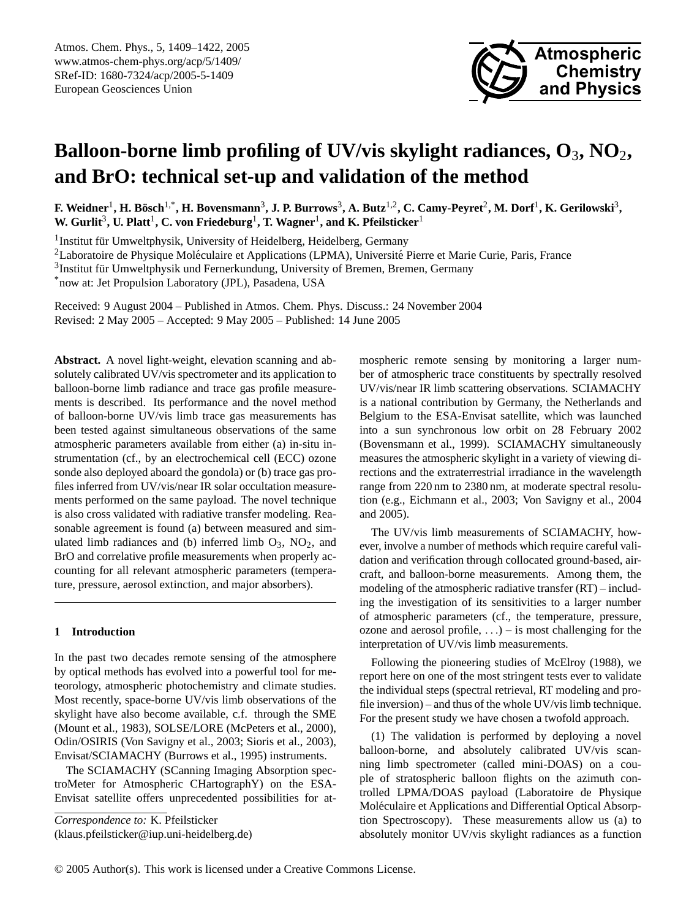# Balloon-borne limb profiling of UV/vis skylight radiances, $O_3$, $NO_2$, and BrO: technical set-up and validation of the method

**F. Weidner**[1], **H. Bösch**[1,*], **H. Bovensmann**[3], **J. P. Burrows**[3], **A. Butz**[1,2], **C. Camy-Peyret**[2], **M. Dorf**[1], **K. Gerilowski**[3], **W. Gurlit**[3], **U. Platt**[1], **C. von Friedeburg**[1], **T. Wagner**[1], **and K. Pfeilsticker**[1]

[1]Institut für Umweltphysik, University of Heidelberg, Heidelberg, Germany

[2]Laboratoire de Physique Moléculaire et Applications (LPMA), Université Pierre et Marie Curie, Paris, France

[3]Institut für Umweltphysik und Fernerkundung, University of Bremen, Bremen, Germany

[*]now at: Jet Propulsion Laboratory (JPL), Pasadena, USA

Received: 9 August 2004 – Published in Atmos. Chem. Phys. Discuss.: 24 November 2004
Revised: 2 May 2005 – Accepted: 9 May 2005 – Published: 14 June 2005

**Abstract.** A novel light-weight, elevation scanning and absolutely calibrated UV/vis spectrometer and its application to balloon-borne limb radiance and trace gas profile measurements is described. Its performance and the novel method of balloon-borne UV/vis limb trace gas measurements has been tested against simultaneous observations of the same atmospheric parameters available from either (a) in-situ instrumentation (cf., by an electrochemical cell (ECC) ozone sonde also deployed aboard the gondola) or (b) trace gas profiles inferred from UV/vis/near IR solar occultation measurements performed on the same payload. The novel technique is also cross validated with radiative transfer modeling. Reasonable agreement is found (a) between measured and simulated limb radiances and (b) inferred limb $O_3$, $NO_2$, and BrO and correlative profile measurements when properly accounting for all relevant atmospheric parameters (temperature, pressure, aerosol extinction, and major absorbers).

## 1 Introduction

In the past two decades remote sensing of the atmosphere by optical methods has evolved into a powerful tool for meteorology, atmospheric photochemistry and climate studies. Most recently, space-borne UV/vis limb observations of the skylight have also become available, c.f. through the SME (Mount et al., 1983), SOLSE/LORE (McPeters et al., 2000), Odin/OSIRIS (Von Savigny et al., 2003; Sioris et al., 2003), Envisat/SCIAMACHY (Burrows et al., 1995) instruments.

The SCIAMACHY (SCanning Imaging Absorption spectroMeter for Atmospheric CHartographY) on the ESA-Envisat satellite offers unprecedented possibilities for atmospheric remote sensing by monitoring a larger number of atmospheric trace constituents by spectrally resolved UV/vis/near IR limb scattering observations. SCIAMACHY is a national contribution by Germany, the Netherlands and Belgium to the ESA-Envisat satellite, which was launched into a sun synchronous low orbit on 28 February 2002 (Bovensmann et al., 1999). SCIAMACHY simultaneously measures the atmospheric skylight in a variety of viewing directions and the extraterrestrial irradiance in the wavelength range from 220 nm to 2380 nm, at moderate spectral resolution (e.g., Eichmann et al., 2003; Von Savigny et al., 2004 and 2005).

The UV/vis limb measurements of SCIAMACHY, however, involve a number of methods which require careful validation and verification through collocated ground-based, aircraft, and balloon-borne measurements. Among them, the modeling of the atmospheric radiative transfer (RT) – including the investigation of its sensitivities to a larger number of atmospheric parameters (cf., the temperature, pressure, ozone and aerosol profile, ...) – is most challenging for the interpretation of UV/vis limb measurements.

Following the pioneering studies of McElroy (1988), we report here on one of the most stringent tests ever to validate the individual steps (spectral retrieval, RT modeling and profile inversion) – and thus of the whole UV/vis limb technique. For the present study we have chosen a twofold approach.

(1) The validation is performed by deploying a novel balloon-borne, and absolutely calibrated UV/vis scanning limb spectrometer (called mini-DOAS) on a couple of stratospheric balloon flights on the azimuth controlled LPMA/DOAS payload (Laboratoire de Physique Moléculaire et Applications and Differential Optical Absorption Spectroscopy). These measurements allow us (a) to absolutely monitor UV/vis skylight radiances as a function

*Correspondence to:* K. Pfeilsticker
(klaus.pfeilsticker@iup.uni-heidelberg.de)

© 2005 Author(s). This work is licensed under a Creative Commons License.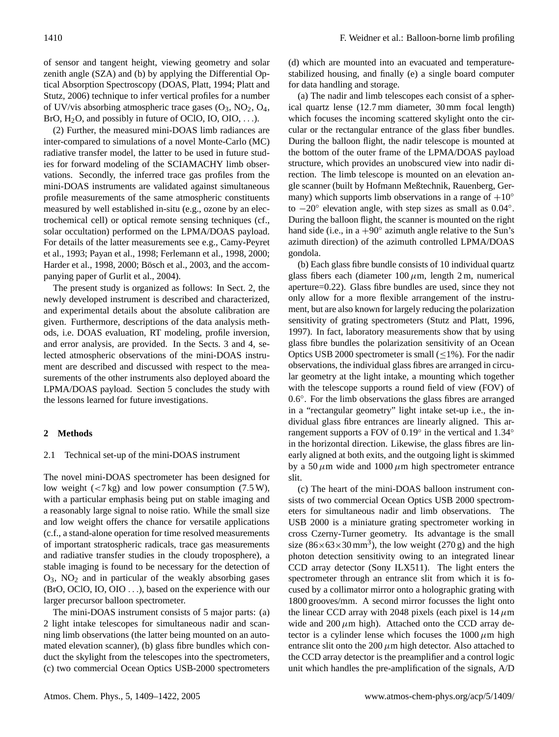of sensor and tangent height, viewing geometry and solar zenith angle (SZA) and (b) by applying the Differential Optical Absorption Spectroscopy (DOAS, Platt, 1994; Platt and Stutz, 2006) technique to infer vertical profiles for a number of UV/vis absorbing atmospheric trace gases ($O_3$, $NO_2$, $O_4$, BrO, $H_2O$, and possibly in future of OClO, IO, OIO, ...).

(2) Further, the measured mini-DOAS limb radiances are inter-compared to simulations of a novel Monte-Carlo (MC) radiative transfer model, the latter to be used in future studies for forward modeling of the SCIAMACHY limb observations. Secondly, the inferred trace gas profiles from the mini-DOAS instruments are validated against simultaneous profile measurements of the same atmospheric constituents measured by well established in-situ (e.g., ozone by an electrochemical cell) or optical remote sensing techniques (cf., solar occultation) performed on the LPMA/DOAS payload. For details of the latter measurements see e.g., Camy-Peyret et al., 1993; Payan et al., 1998; Ferlemann et al., 1998, 2000; Harder et al., 1998, 2000; Bösch et al., 2003, and the accompanying paper of Gurlit et al., 2004).

The present study is organized as follows: In Sect. 2, the newly developed instrument is described and characterized, and experimental details about the absolute calibration are given. Furthermore, descriptions of the data analysis methods, i.e. DOAS evaluation, RT modeling, profile inversion, and error analysis, are provided. In the Sects. 3 and 4, selected atmospheric observations of the mini-DOAS instrument are described and discussed with respect to the measurements of the other instruments also deployed aboard the LPMA/DOAS payload. Section 5 concludes the study with the lessons learned for future investigations.

## 2 Methods

### 2.1 Technical set-up of the mini-DOAS instrument

The novel mini-DOAS spectrometer has been designed for low weight (<7 kg) and low power consumption (7.5 W), with a particular emphasis being put on stable imaging and a reasonably large signal to noise ratio. While the small size and low weight offers the chance for versatile applications (c.f., a stand-alone operation for time resolved measurements of important stratospheric radicals, trace gas measurements and radiative transfer studies in the cloudy troposphere), a stable imaging is found to be necessary for the detection of $O_3$, $NO_2$ and in particular of the weakly absorbing gases (BrO, OClO, IO, OIO ...), based on the experience with our larger precursor balloon spectrometer.

The mini-DOAS instrument consists of 5 major parts: (a) 2 light intake telescopes for simultaneous nadir and scanning limb observations (the latter being mounted on an automated elevation scanner), (b) glass fibre bundles which conduct the skylight from the telescopes into the spectrometers, (c) two commercial Ocean Optics USB-2000 spectrometers (d) which are mounted into an evacuated and temperature-stabilized housing, and finally (e) a single board computer for data handling and storage.

(a) The nadir and limb telescopes each consist of a spherical quartz lense (12.7 mm diameter, 30 mm focal length) which focuses the incoming scattered skylight onto the circular or the rectangular entrance of the glass fiber bundles. During the balloon flight, the nadir telescope is mounted at the bottom of the outer frame of the LPMA/DOAS payload structure, which provides an unobscured view into nadir direction. The limb telescope is mounted on an elevation angle scanner (built by Hofmann Meßtechnik, Rauenberg, Germany) which supports limb observations in a range of $+10^\circ$ to $-20^\circ$ elevation angle, with step sizes as small as $0.04^\circ$. During the balloon flight, the scanner is mounted on the right hand side (i.e., in a $+90^\circ$ azimuth angle relative to the Sun's azimuth direction) of the azimuth controlled LPMA/DOAS gondola.

(b) Each glass fibre bundle consists of 10 individual quartz glass fibers each (diameter 100 $\mu$m, length 2 m, numerical aperture=0.22). Glass fibre bundles are used, since they not only allow for a more flexible arrangement of the instrument, but are also known for largely reducing the polarization sensitivity of grating spectrometers (Stutz and Platt, 1996, 1997). In fact, laboratory measurements show that by using glass fibre bundles the polarization sensitivity of an Ocean Optics USB 2000 spectrometer is small ($\leq$1%). For the nadir observations, the individual glass fibres are arranged in circular geometry at the light intake, a mounting which together with the telescope supports a round field of view (FOV) of $0.6^\circ$. For the limb observations the glass fibres are arranged in a "rectangular geometry" light intake set-up i.e., the individual glass fibre entrances are linearly aligned. This arrangement supports a FOV of $0.19^\circ$ in the vertical and $1.34^\circ$ in the horizontal direction. Likewise, the glass fibres are linearly aligned at both exits, and the outgoing light is skimmed by a 50 $\mu$m wide and 1000 $\mu$m high spectrometer entrance slit.

(c) The heart of the mini-DOAS balloon instrument consists of two commercial Ocean Optics USB 2000 spectrometers for simultaneous nadir and limb observations. The USB 2000 is a miniature grating spectrometer working in cross Czerny-Turner geometry. Its advantage is the small size ($86\times63\times30\,mm^3$), the low weight (270 g) and the high photon detection sensitivity owing to an integrated linear CCD array detector (Sony ILX511). The light enters the spectrometer through an entrance slit from which it is focused by a collimator mirror onto a holographic grating with 1800 grooves/mm. A second mirror focusses the light onto the linear CCD array with 2048 pixels (each pixel is 14 $\mu$m wide and 200 $\mu$m high). Attached onto the CCD array detector is a cylinder lense which focuses the 1000 $\mu$m high entrance slit onto the 200 $\mu$m high detector. Also attached to the CCD array detector is the preamplifier and a control logic unit which handles the pre-amplification of the signals, A/D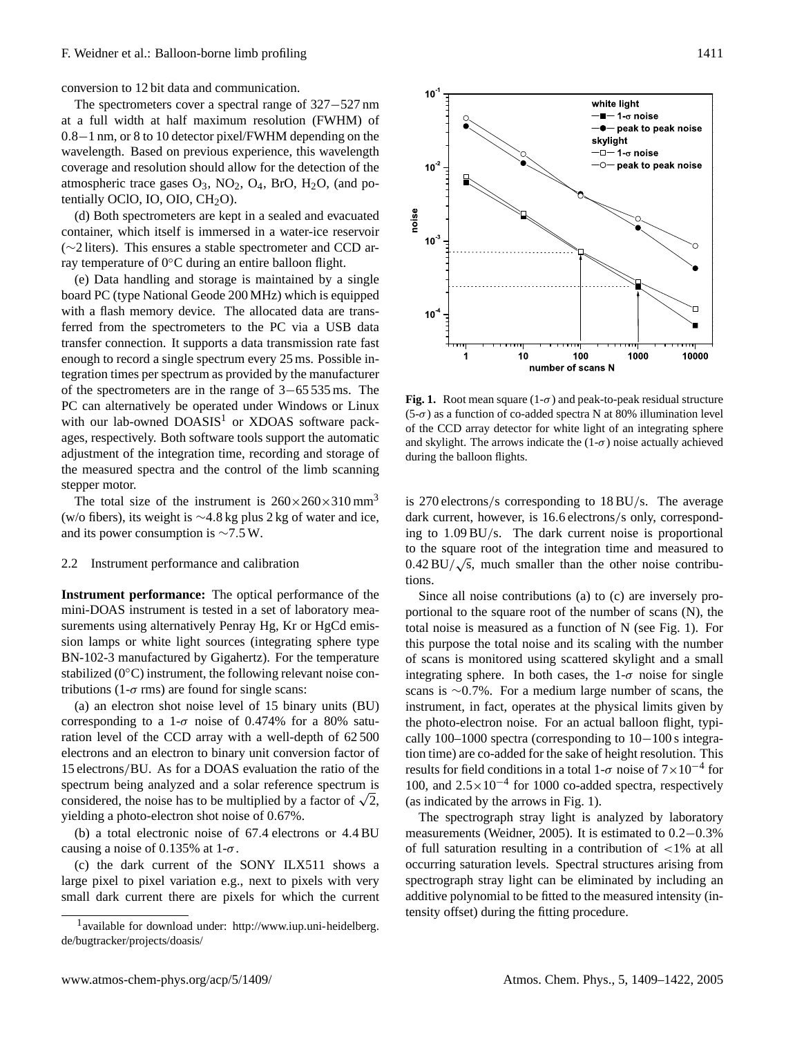conversion to 12 bit data and communication.

The spectrometers cover a spectral range of 327−527 nm at a full width at half maximum resolution (FWHM) of 0.8−1 nm, or 8 to 10 detector pixel/FWHM depending on the wavelength. Based on previous experience, this wavelength coverage and resolution should allow for the detection of the atmospheric trace gases $O_3$, $NO_2$, $O_4$, BrO, $H_2O$, (and potentially OClO, IO, OIO, $CH_2O$).

(d) Both spectrometers are kept in a sealed and evacuated container, which itself is immersed in a water-ice reservoir (∼2 liters). This ensures a stable spectrometer and CCD array temperature of 0°C during an entire balloon flight.

(e) Data handling and storage is maintained by a single board PC (type National Geode 200 MHz) which is equipped with a flash memory device. The allocated data are transferred from the spectrometers to the PC via a USB data transfer connection. It supports a data transmission rate fast enough to record a single spectrum every 25 ms. Possible integration times per spectrum as provided by the manufacturer of the spectrometers are in the range of 3−65 535 ms. The PC can alternatively be operated under Windows or Linux with our lab-owned DOASIS[1] or XDOAS software packages, respectively. Both software tools support the automatic adjustment of the integration time, recording and storage of the measured spectra and the control of the limb scanning stepper motor.

The total size of the instrument is $260\times260\times310\,\text{mm}^3$ (w/o fibers), its weight is ∼4.8 kg plus 2 kg of water and ice, and its power consumption is ∼7.5 W.

### 2.2 Instrument performance and calibration

**Instrument performance:** The optical performance of the mini-DOAS instrument is tested in a set of laboratory measurements using alternatively Penray Hg, Kr or HgCd emission lamps or white light sources (integrating sphere type BN-102-3 manufactured by Gigahertz). For the temperature stabilized (0°C) instrument, the following relevant noise contributions (1-$\sigma$ rms) are found for single scans:

(a) an electron shot noise level of 15 binary units (BU) corresponding to a 1-$\sigma$ noise of 0.474% for a 80% saturation level of the CCD array with a well-depth of 62 500 electrons and an electron to binary unit conversion factor of 15 electrons/BU. As for a DOAS evaluation the ratio of the spectrum being analyzed and a solar reference spectrum is considered, the noise has to be multiplied by a factor of $\sqrt{2}$, yielding a photo-electron shot noise of 0.67%.

(b) a total electronic noise of 67.4 electrons or 4.4 BU causing a noise of 0.135% at 1-$\sigma$.

(c) the dark current of the SONY ILX511 shows a large pixel to pixel variation e.g., next to pixels with very small dark current there are pixels for which the current is 270 electrons/s corresponding to 18 BU/s. The average dark current, however, is 16.6 electrons/s only, corresponding to 1.09 BU/s. The dark current noise is proportional to the square root of the integration time and measured to $0.42\,\text{BU}/\sqrt{\text{s}}$, much smaller than the other noise contributions.

Since all noise contributions (a) to (c) are inversely proportional to the square root of the number of scans (N), the total noise is measured as a function of N (see Fig. 1). For this purpose the total noise and its scaling with the number of scans is monitored using scattered skylight and a small integrating sphere. In both cases, the 1-$\sigma$ noise for single scans is ∼0.7%. For a medium large number of scans, the instrument, in fact, operates at the physical limits given by the photo-electron noise. For an actual balloon flight, typically 100–1000 spectra (corresponding to 10−100 s integration time) are co-added for the sake of height resolution. This results for field conditions in a total 1-$\sigma$ noise of $7\times10^{-4}$ for 100, and $2.5\times10^{-4}$ for 1000 co-added spectra, respectively (as indicated by the arrows in Fig. 1).

**Fig. 1.** Root mean square (1-$\sigma$) and peak-to-peak residual structure (5-$\sigma$) as a function of co-added spectra N at 80% illumination level of the CCD array detector for white light of an integrating sphere and skylight. The arrows indicate the (1-$\sigma$) noise actually achieved during the balloon flights.

The spectrograph stray light is analyzed by laboratory measurements (Weidner, 2005). It is estimated to 0.2−0.3% of full saturation resulting in a contribution of <1% at all occurring saturation levels. Spectral structures arising from spectrograph stray light can be eliminated by including an additive polynomial to be fitted to the measured intensity (intensity offset) during the fitting procedure.

[1] available for download under: http://www.iup.uni-heidelberg.de/bugtracker/projects/doasis/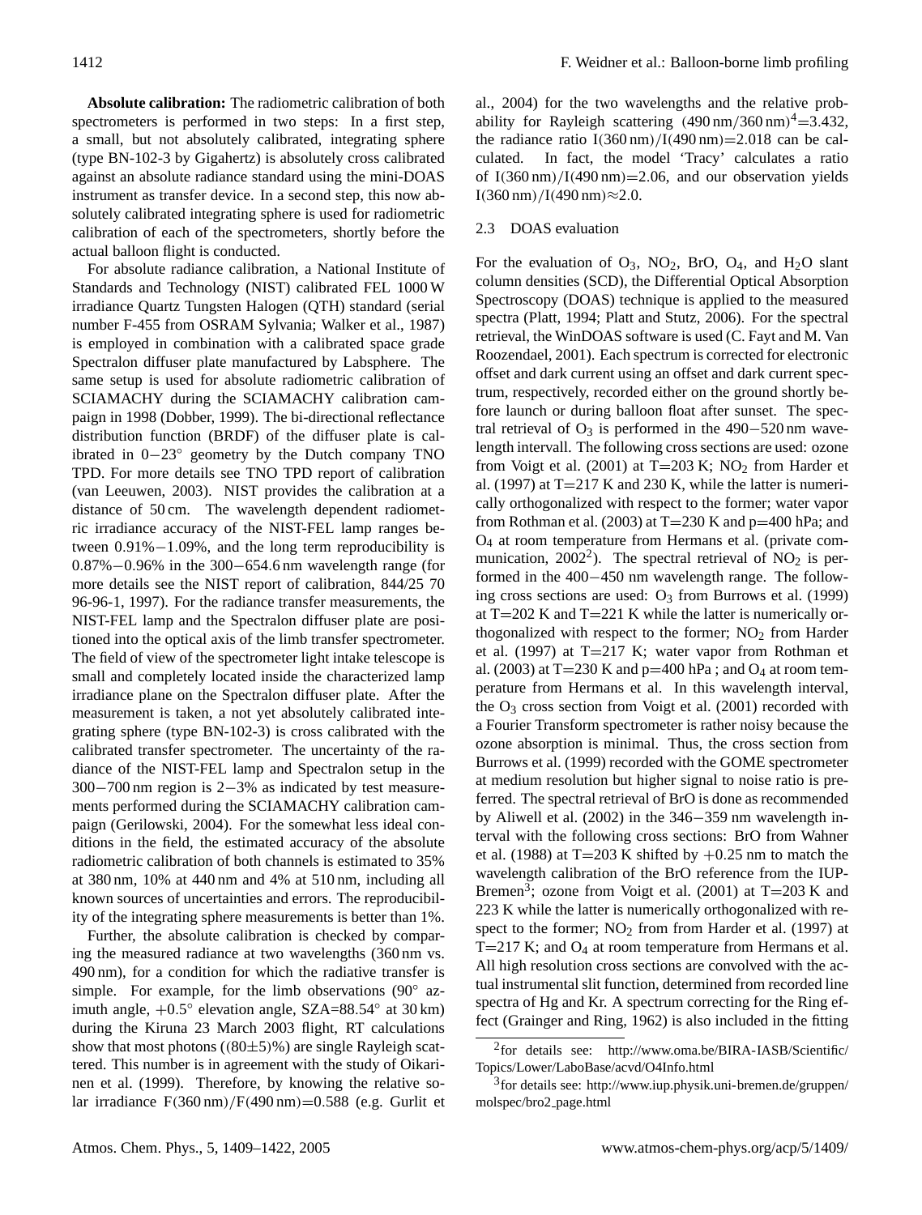**Absolute calibration:** The radiometric calibration of both spectrometers is performed in two steps: In a first step, a small, but not absolutely calibrated, integrating sphere (type BN-102-3 by Gigahertz) is absolutely cross calibrated against an absolute radiance standard using the mini-DOAS instrument as transfer device. In a second step, this now absolutely calibrated integrating sphere is used for radiometric calibration of each of the spectrometers, shortly before the actual balloon flight is conducted.

For absolute radiance calibration, a National Institute of Standards and Technology (NIST) calibrated FEL 1000 W irradiance Quartz Tungsten Halogen (QTH) standard (serial number F-455 from OSRAM Sylvania; Walker et al., 1987) is employed in combination with a calibrated space grade Spectralon diffuser plate manufactured by Labsphere. The same setup is used for absolute radiometric calibration of SCIAMACHY during the SCIAMACHY calibration campaign in 1998 (Dobber, 1999). The bi-directional reflectance distribution function (BRDF) of the diffuser plate is calibrated in $0-23^{\circ}$ geometry by the Dutch company TNO TPD. For more details see TNO TPD report of calibration (van Leeuwen, 2003). NIST provides the calibration at a distance of 50 cm. The wavelength dependent radiometric irradiance accuracy of the NIST-FEL lamp ranges between $0.91\%-1.09\%$, and the long term reproducibility is $0.87\%-0.96\%$ in the $300-654.6$ nm wavelength range (for more details see the NIST report of calibration, 844/25 70 96-96-1, 1997). For the radiance transfer measurements, the NIST-FEL lamp and the Spectralon diffuser plate are positioned into the optical axis of the limb transfer spectrometer. The field of view of the spectrometer light intake telescope is small and completely located inside the characterized lamp irradiance plane on the Spectralon diffuser plate. After the measurement is taken, a not yet absolutely calibrated integrating sphere (type BN-102-3) is cross calibrated with the calibrated transfer spectrometer. The uncertainty of the radiance of the NIST-FEL lamp and Spectralon setup in the $300-700$ nm region is $2-3\%$ as indicated by test measurements performed during the SCIAMACHY calibration campaign (Gerilowski, 2004). For the somewhat less ideal conditions in the field, the estimated accuracy of the absolute radiometric calibration of both channels is estimated to 35% at 380 nm, 10% at 440 nm and 4% at 510 nm, including all known sources of uncertainties and errors. The reproducibility of the integrating sphere measurements is better than 1%.

Further, the absolute calibration is checked by comparing the measured radiance at two wavelengths (360 nm vs. 490 nm), for a condition for which the radiative transfer is simple. For example, for the limb observations ($90^{\circ}$ azimuth angle, $+0.5^{\circ}$ elevation angle, SZA=$88.54^{\circ}$ at 30 km) during the Kiruna 23 March 2003 flight, RT calculations show that most photons (($80\pm5$)%) are single Rayleigh scattered. This number is in agreement with the study of Oikarinen et al. (1999). Therefore, by knowing the relative solar irradiance $F(360\,\text{nm})/F(490\,\text{nm})=0.588$ (e.g. Gurlit et al., 2004) for the two wavelengths and the relative probability for Rayleigh scattering $(490\,\text{nm}/360\,\text{nm})^4=3.432$, the radiance ratio $I(360\,\text{nm})/I(490\,\text{nm})=2.018$ can be calculated. In fact, the model 'Tracy' calculates a ratio of $I(360\,\text{nm})/I(490\,\text{nm})=2.06$, and our observation yields $I(360\,\text{nm})/I(490\,\text{nm})\approx2.0$.

### 2.3 DOAS evaluation

For the evaluation of $O_3$, $NO_2$, BrO, $O_4$, and $H_2O$ slant column densities (SCD), the Differential Optical Absorption Spectroscopy (DOAS) technique is applied to the measured spectra (Platt, 1994; Platt and Stutz, 2006). For the spectral retrieval, the WinDOAS software is used (C. Fayt and M. Van Roozendael, 2001). Each spectrum is corrected for electronic offset and dark current using an offset and dark current spectrum, respectively, recorded either on the ground shortly before launch or during balloon float after sunset. The spectral retrieval of $O_3$ is performed in the $490-520$ nm wavelength intervall. The following cross sections are used: ozone from Voigt et al. (2001) at T=203 K; $NO_2$ from Harder et al. (1997) at T=217 K and 230 K, while the latter is numerically orthogonalized with respect to the former; water vapor from Rothman et al. (2003) at T=230 K and p=400 hPa; and $O_4$ at room temperature from Hermans et al. (private communication, 2002[2]). The spectral retrieval of $NO_2$ is performed in the $400-450$ nm wavelength range. The following cross sections are used: $O_3$ from Burrows et al. (1999) at T=202 K and T=221 K while the latter is numerically orthogonalized with respect to the former; $NO_2$ from Harder et al. (1997) at T=217 K; water vapor from Rothman et al. (2003) at T=230 K and p=400 hPa ; and $O_4$ at room temperature from Hermans et al. In this wavelength interval, the $O_3$ cross section from Voigt et al. (2001) recorded with a Fourier Transform spectrometer is rather noisy because the ozone absorption is minimal. Thus, the cross section from Burrows et al. (1999) recorded with the GOME spectrometer at medium resolution but higher signal to noise ratio is preferred. The spectral retrieval of BrO is done as recommended by Aliwell et al. (2002) in the $346-359$ nm wavelength interval with the following cross sections: BrO from Wahner et al. (1988) at T=203 K shifted by $+0.25$ nm to match the wavelength calibration of the BrO reference from the IUP-Bremen[3]; ozone from Voigt et al. (2001) at T=203 K and 223 K while the latter is numerically orthogonalized with respect to the former; $NO_2$ from from Harder et al. (1997) at T=217 K; and $O_4$ at room temperature from Hermans et al. All high resolution cross sections are convolved with the actual instrumental slit function, determined from recorded line spectra of Hg and Kr. A spectrum correcting for the Ring effect (Grainger and Ring, 1962) is also included in the fitting

[2]for details see: http://www.oma.be/BIRA-IASB/Scientific/Topics/Lower/LaboBase/acvd/O4Info.html

[3]for details see: http://www.iup.physik.uni-bremen.de/gruppen/molspec/bro2_page.html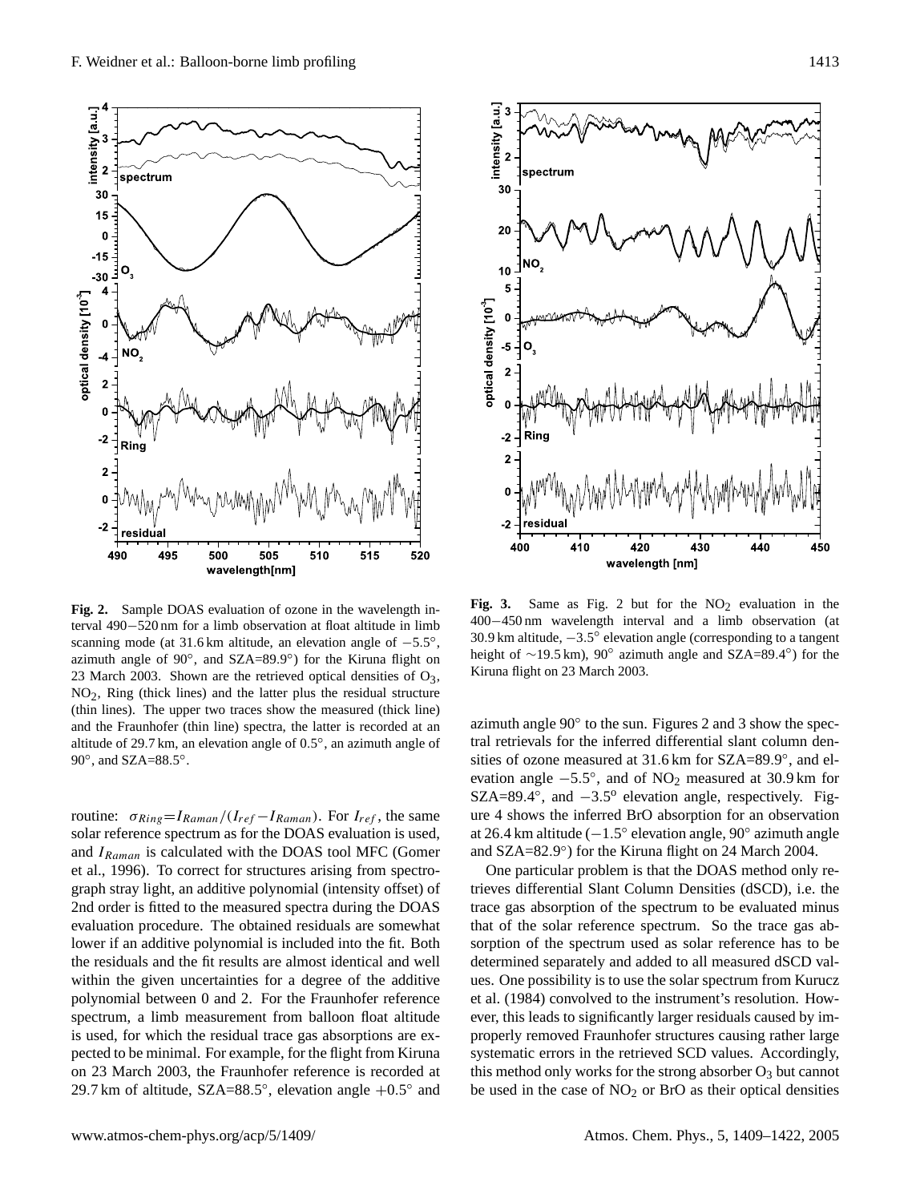**Fig. 2.** Sample DOAS evaluation of ozone in the wavelength interval 490−520 nm for a limb observation at float altitude in limb scanning mode (at 31.6 km altitude, an elevation angle of −5.5°, azimuth angle of 90°, and SZA=89.9°) for the Kiruna flight on 23 March 2003. Shown are the retrieved optical densities of $O_3$, $NO_2$, Ring (thick lines) and the latter plus the residual structure (thin lines). The upper two traces show the measured (thick line) and the Fraunhofer (thin line) spectra, the latter is recorded at an altitude of 29.7 km, an elevation angle of 0.5°, an azimuth angle of 90°, and SZA=88.5°.

**Fig. 3.** Same as Fig. 2 but for the $NO_2$ evaluation in the 400−450 nm wavelength interval and a limb observation (at 30.9 km altitude, −3.5° elevation angle (corresponding to a tangent height of ∼19.5 km), 90° azimuth angle and SZA=89.4°) for the Kiruna flight on 23 March 2003.

routine: $\sigma_{Ring}=I_{Raman}/(I_{ref}-I_{Raman})$. For $I_{ref}$, the same solar reference spectrum as for the DOAS evaluation is used, and $I_{Raman}$ is calculated with the DOAS tool MFC (Gomer et al., 1996). To correct for structures arising from spectrograph stray light, an additive polynomial (intensity offset) of 2nd order is fitted to the measured spectra during the DOAS evaluation procedure. The obtained residuals are somewhat lower if an additive polynomial is included into the fit. Both the residuals and the fit results are almost identical and well within the given uncertainties for a degree of the additive polynomial between 0 and 2. For the Fraunhofer reference spectrum, a limb measurement from balloon float altitude is used, for which the residual trace gas absorptions are expected to be minimal. For example, for the flight from Kiruna on 23 March 2003, the Fraunhofer reference is recorded at 29.7 km of altitude, SZA=88.5°, elevation angle +0.5° and azimuth angle 90° to the sun. Figures 2 and 3 show the spectral retrievals for the inferred differential slant column densities of ozone measured at 31.6 km for SZA=89.9°, and elevation angle −5.5°, and of $NO_2$ measured at 30.9 km for SZA=89.4°, and −3.5° elevation angle, respectively. Figure 4 shows the inferred BrO absorption for an observation at 26.4 km altitude (−1.5° elevation angle, 90° azimuth angle and SZA=82.9°) for the Kiruna flight on 24 March 2004.

One particular problem is that the DOAS method only retrieves differential Slant Column Densities (dSCD), i.e. the trace gas absorption of the spectrum to be evaluated minus that of the solar reference spectrum. So the trace gas absorption of the spectrum used as solar reference has to be determined separately and added to all measured dSCD values. One possibility is to use the solar spectrum from Kurucz et al. (1984) convolved to the instrument's resolution. However, this leads to significantly larger residuals caused by improperly removed Fraunhofer structures causing rather large systematic errors in the retrieved SCD values. Accordingly, this method only works for the strong absorber $O_3$ but cannot be used in the case of $NO_2$ or BrO as their optical densities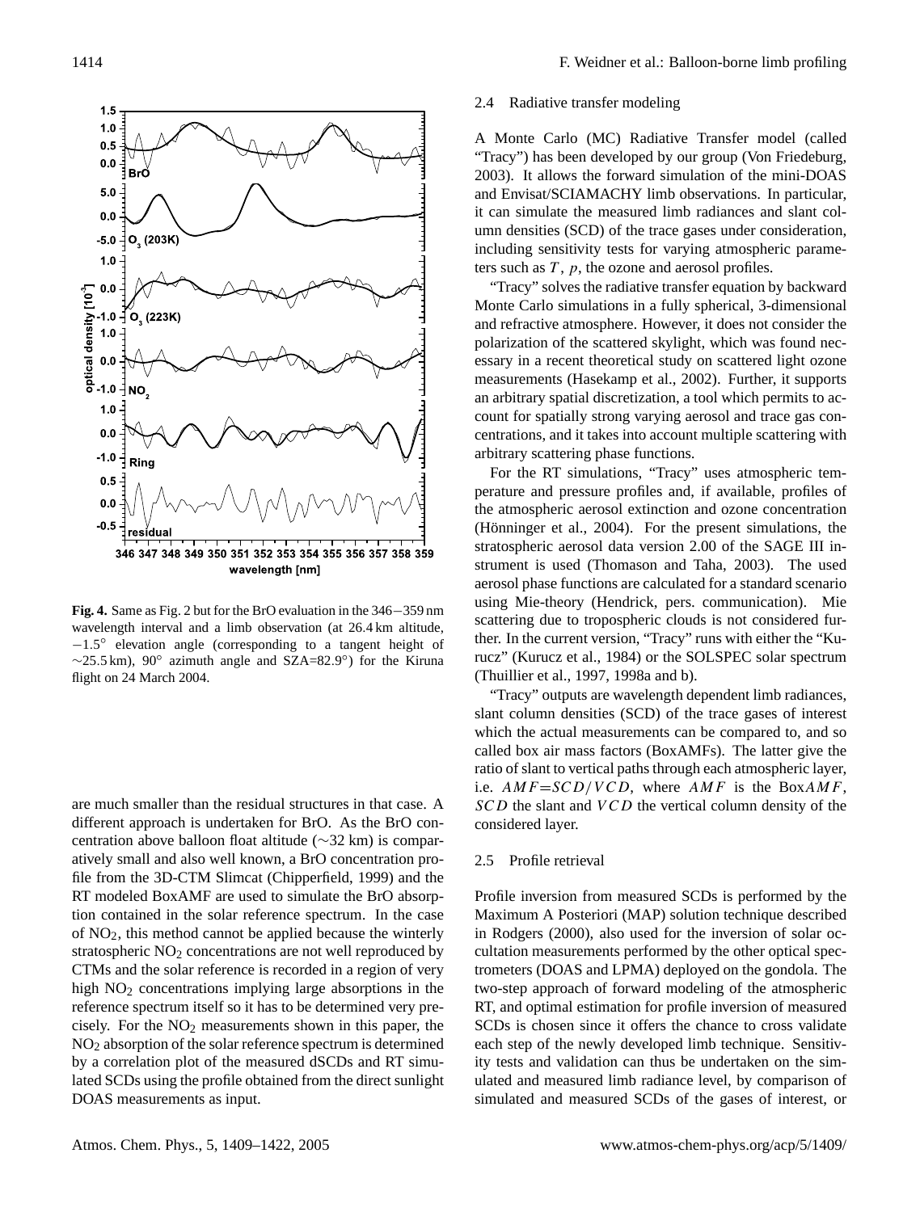**Fig. 4.** Same as Fig. 2 but for the BrO evaluation in the 346−359 nm wavelength interval and a limb observation (at 26.4 km altitude, −1.5° elevation angle (corresponding to a tangent height of ∼25.5 km), 90° azimuth angle and SZA=82.9°) for the Kiruna flight on 24 March 2004.

are much smaller than the residual structures in that case. A different approach is undertaken for BrO. As the BrO concentration above balloon float altitude (∼32 km) is comparatively small and also well known, a BrO concentration profile from the 3D-CTM Slimcat (Chipperfield, 1999) and the RT modeled BoxAMF are used to simulate the BrO absorption contained in the solar reference spectrum. In the case of $NO_2$, this method cannot be applied because the winterly stratospheric $NO_2$ concentrations are not well reproduced by CTMs and the solar reference is recorded in a region of very high $NO_2$ concentrations implying large absorptions in the reference spectrum itself so it has to be determined very precisely. For the $NO_2$ measurements shown in this paper, the $NO_2$ absorption of the solar reference spectrum is determined by a correlation plot of the measured dSCDs and RT simulated SCDs using the profile obtained from the direct sunlight DOAS measurements as input.

### 2.4 Radiative transfer modeling

A Monte Carlo (MC) Radiative Transfer model (called "Tracy") has been developed by our group (Von Friedeburg, 2003). It allows the forward simulation of the mini-DOAS and Envisat/SCIAMACHY limb observations. In particular, it can simulate the measured limb radiances and slant column densities (SCD) of the trace gases under consideration, including sensitivity tests for varying atmospheric parameters such as $T$, $p$, the ozone and aerosol profiles.

"Tracy" solves the radiative transfer equation by backward Monte Carlo simulations in a fully spherical, 3-dimensional and refractive atmosphere. However, it does not consider the polarization of the scattered skylight, which was found necessary in a recent theoretical study on scattered light ozone measurements (Hasekamp et al., 2002). Further, it supports an arbitrary spatial discretization, a tool which permits to account for spatially strong varying aerosol and trace gas concentrations, and it takes into account multiple scattering with arbitrary scattering phase functions.

For the RT simulations, "Tracy" uses atmospheric temperature and pressure profiles and, if available, profiles of the atmospheric aerosol extinction and ozone concentration (Hönninger et al., 2004). For the present simulations, the stratospheric aerosol data version 2.00 of the SAGE III instrument is used (Thomason and Taha, 2003). The used aerosol phase functions are calculated for a standard scenario using Mie-theory (Hendrick, pers. communication). Mie scattering due to tropospheric clouds is not considered further. In the current version, "Tracy" runs with either the "Kurucz" (Kurucz et al., 1984) or the SOLSPEC solar spectrum (Thuillier et al., 1997, 1998a and b).

"Tracy" outputs are wavelength dependent limb radiances, slant column densities (SCD) of the trace gases of interest which the actual measurements can be compared to, and so called box air mass factors (BoxAMFs). The latter give the ratio of slant to vertical paths through each atmospheric layer, i.e. $AMF{=}SCD/VCD$, where $AMF$ is the Box$AMF$, $SCD$ the slant and $VCD$ the vertical column density of the considered layer.

### 2.5 Profile retrieval

Profile inversion from measured SCDs is performed by the Maximum A Posteriori (MAP) solution technique described in Rodgers (2000), also used for the inversion of solar occultation measurements performed by the other optical spectrometers (DOAS and LPMA) deployed on the gondola. The two-step approach of forward modeling of the atmospheric RT, and optimal estimation for profile inversion of measured SCDs is chosen since it offers the chance to cross validate each step of the newly developed limb technique. Sensitivity tests and validation can thus be undertaken on the simulated and measured limb radiance level, by comparison of simulated and measured SCDs of the gases of interest, or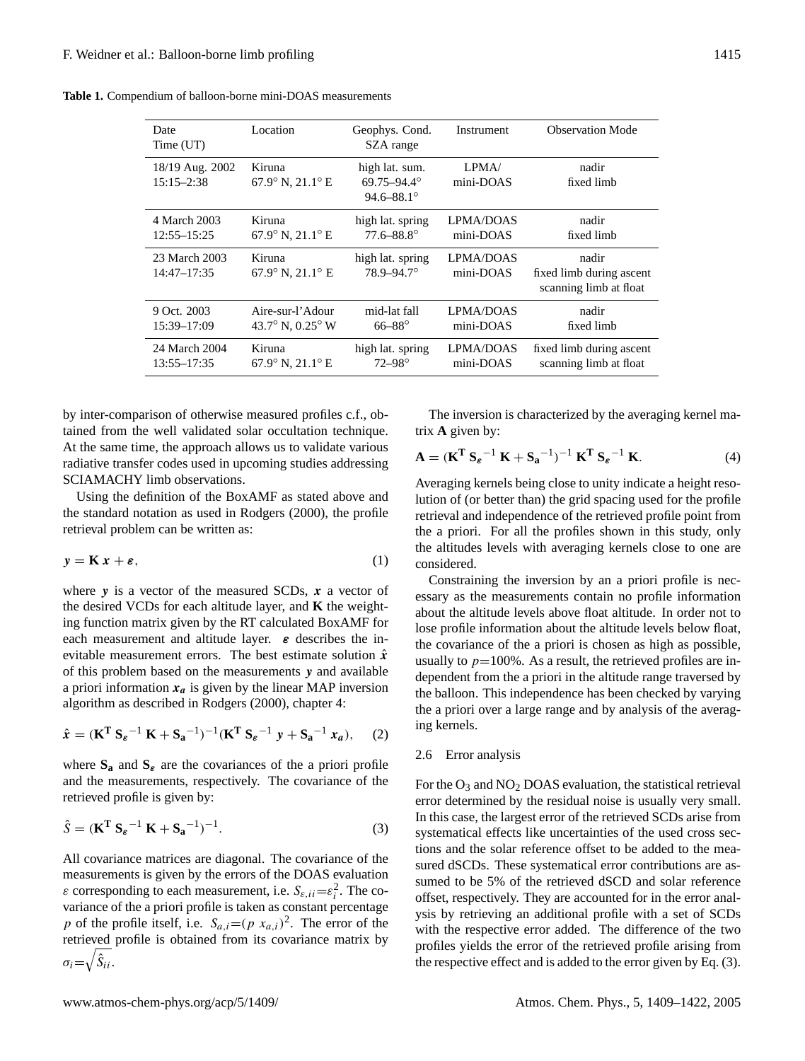**Table 1.** Compendium of balloon-borne mini-DOAS measurements

| Date<br>Time (UT) | Location | Geophys. Cond.<br>SZA range | Instrument | Observation Mode |
|---|---|---|---|---|
| 18/19 Aug. 2002<br>15:15–2:38 | Kiruna<br>67.9° N, 21.1° E | high lat. sum.<br>69.75–94.4°<br>94.6–88.1° | LPMA/<br>mini-DOAS | nadir<br>fixed limb |
| 4 March 2003<br>12:55–15:25 | Kiruna<br>67.9° N, 21.1° E | high lat. spring<br>77.6–88.8° | LPMA/DOAS<br>mini-DOAS | nadir<br>fixed limb |
| 23 March 2003<br>14:47–17:35 | Kiruna<br>67.9° N, 21.1° E | high lat. spring<br>78.9–94.7° | LPMA/DOAS<br>mini-DOAS | nadir<br>fixed limb during ascent<br>scanning limb at float |
| 9 Oct. 2003<br>15:39–17:09 | Aire-sur-l'Adour<br>43.7° N, 0.25° W | mid-lat fall<br>66–88° | LPMA/DOAS<br>mini-DOAS | nadir<br>fixed limb |
| 24 March 2004<br>13:55–17:35 | Kiruna<br>67.9° N, 21.1° E | high lat. spring<br>72–98° | LPMA/DOAS<br>mini-DOAS | fixed limb during ascent<br>scanning limb at float |

by inter-comparison of otherwise measured profiles c.f., obtained from the well validated solar occultation technique. At the same time, the approach allows us to validate various radiative transfer codes used in upcoming studies addressing SCIAMACHY limb observations.

Using the definition of the BoxAMF as stated above and the standard notation as used in Rodgers (2000), the profile retrieval problem can be written as:

$$\boldsymbol{y} = \mathbf{K}\,\boldsymbol{x} + \boldsymbol{\varepsilon}, \tag{1}$$

where $\boldsymbol{y}$ is a vector of the measured SCDs, $\boldsymbol{x}$ a vector of the desired VCDs for each altitude layer, and $\mathbf{K}$ the weighting function matrix given by the RT calculated BoxAMF for each measurement and altitude layer. $\boldsymbol{\varepsilon}$ describes the inevitable measurement errors. The best estimate solution $\hat{\boldsymbol{x}}$ of this problem based on the measurements $\boldsymbol{y}$ and available a priori information $\boldsymbol{x_a}$ is given by the linear MAP inversion algorithm as described in Rodgers (2000), chapter 4:

$$\hat{\boldsymbol{x}} = (\mathbf{K^T}\,\mathbf{S}_{\boldsymbol{\varepsilon}}{}^{-1}\,\mathbf{K} + \mathbf{S_a}{}^{-1})^{-1}(\mathbf{K^T}\,\mathbf{S}_{\boldsymbol{\varepsilon}}{}^{-1}\,\boldsymbol{y} + \mathbf{S_a}{}^{-1}\,\boldsymbol{x_a}), \tag{2}$$

where $\mathbf{S_a}$ and $\mathbf{S}_{\boldsymbol{\varepsilon}}$ are the covariances of the a priori profile and the measurements, respectively. The covariance of the retrieved profile is given by:

$$\hat{S} = (\mathbf{K^T}\,\mathbf{S}_{\boldsymbol{\varepsilon}}{}^{-1}\,\mathbf{K} + \mathbf{S_a}{}^{-1})^{-1}. \tag{3}$$

All covariance matrices are diagonal. The covariance of the measurements is given by the errors of the DOAS evaluation $\varepsilon$ corresponding to each measurement, i.e. $S_{\varepsilon,ii}=\varepsilon_i^2$. The covariance of the a priori profile is taken as constant percentage $p$ of the profile itself, i.e. $S_{a,i}=(p\;x_{a,i})^2$. The error of the retrieved profile is obtained from its covariance matrix by $\sigma_i=\sqrt{\hat{S}_{ii}}$.

The inversion is characterized by the averaging kernel matrix $\mathbf{A}$ given by:

$$\mathbf{A} = (\mathbf{K^T}\,\mathbf{S}_{\boldsymbol{\varepsilon}}{}^{-1}\,\mathbf{K} + \mathbf{S_a}{}^{-1})^{-1}\,\mathbf{K^T}\,\mathbf{S}_{\boldsymbol{\varepsilon}}{}^{-1}\,\mathbf{K}. \tag{4}$$

Averaging kernels being close to unity indicate a height resolution of (or better than) the grid spacing used for the profile retrieval and independence of the retrieved profile point from the a priori. For all the profiles shown in this study, only the altitudes levels with averaging kernels close to one are considered.

Constraining the inversion by an a priori profile is necessary as the measurements contain no profile information about the altitude levels above float altitude. In order not to lose profile information about the altitude levels below float, the covariance of the a priori is chosen as high as possible, usually to $p$=100%. As a result, the retrieved profiles are independent from the a priori in the altitude range traversed by the balloon. This independence has been checked by varying the a priori over a large range and by analysis of the averaging kernels.

### 2.6 Error analysis

For the $O_3$ and $NO_2$ DOAS evaluation, the statistical retrieval error determined by the residual noise is usually very small. In this case, the largest error of the retrieved SCDs arise from systematical effects like uncertainties of the used cross sections and the solar reference offset to be added to the measured dSCDs. These systematical error contributions are assumed to be 5% of the retrieved dSCD and solar reference offset, respectively. They are accounted for in the error analysis by retrieving an additional profile with a set of SCDs with the respective error added. The difference of the two profiles yields the error of the retrieved profile arising from the respective effect and is added to the error given by Eq. (3).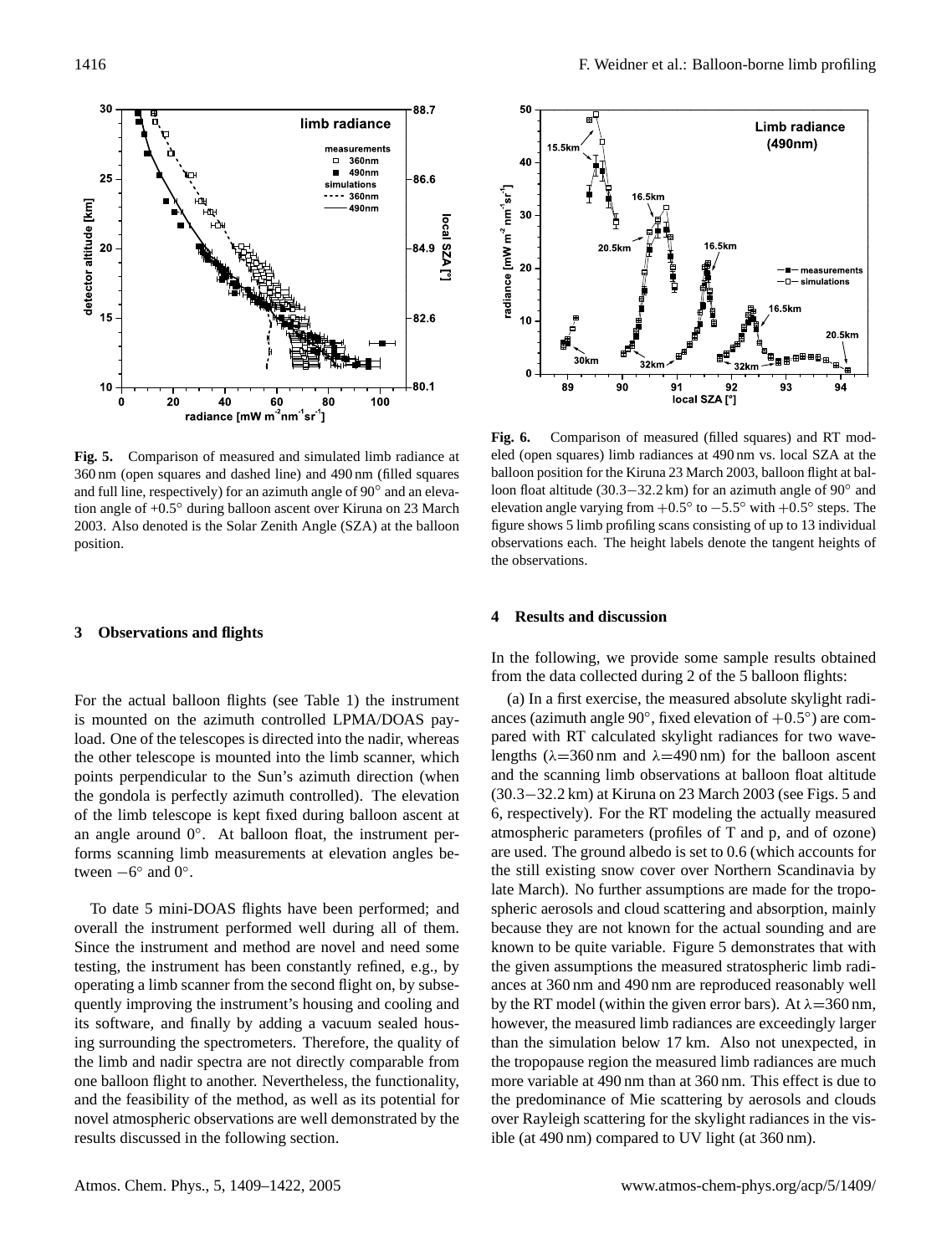Fig. 5. Comparison of measured and simulated limb radiance at 360 nm (open squares and dashed line) and 490 nm (filled squares and full line, respectively) for an azimuth angle of 90° and an elevation angle of +0.5° during balloon ascent over Kiruna on 23 March 2003. Also denoted is the Solar Zenith Angle (SZA) at the balloon position.

Fig. 6. Comparison of measured (filled squares) and RT modeled (open squares) limb radiances at 490 nm vs. local SZA at the balloon position for the Kiruna 23 March 2003, balloon flight at balloon float altitude (30.3−32.2 km) for an azimuth angle of 90° and elevation angle varying from +0.5° to −5.5° with +0.5° steps. The figure shows 5 limb profiling scans consisting of up to 13 individual observations each. The height labels denote the tangent heights of the observations.

## 3 Observations and flights

For the actual balloon flights (see Table 1) the instrument is mounted on the azimuth controlled LPMA/DOAS payload. One of the telescopes is directed into the nadir, whereas the other telescope is mounted into the limb scanner, which points perpendicular to the Sun's azimuth direction (when the gondola is perfectly azimuth controlled). The elevation of the limb telescope is kept fixed during balloon ascent at an angle around 0°. At balloon float, the instrument performs scanning limb measurements at elevation angles between −6° and 0°.

To date 5 mini-DOAS flights have been performed; and overall the instrument performed well during all of them. Since the instrument and method are novel and need some testing, the instrument has been constantly refined, e.g., by operating a limb scanner from the second flight on, by subsequently improving the instrument's housing and cooling and its software, and finally by adding a vacuum sealed housing surrounding the spectrometers. Therefore, the quality of the limb and nadir spectra are not directly comparable from one balloon flight to another. Nevertheless, the functionality, and the feasibility of the method, as well as its potential for novel atmospheric observations are well demonstrated by the results discussed in the following section.

## 4 Results and discussion

In the following, we provide some sample results obtained from the data collected during 2 of the 5 balloon flights:

(a) In a first exercise, the measured absolute skylight radiances (azimuth angle 90°, fixed elevation of +0.5°) are compared with RT calculated skylight radiances for two wavelengths ($\lambda$=360 nm and $\lambda$=490 nm) for the balloon ascent and the scanning limb observations at balloon float altitude (30.3−32.2 km) at Kiruna on 23 March 2003 (see Figs. 5 and 6, respectively). For the RT modeling the actually measured atmospheric parameters (profiles of T and p, and of ozone) are used. The ground albedo is set to 0.6 (which accounts for the still existing snow cover over Northern Scandinavia by late March). No further assumptions are made for the tropospheric aerosols and cloud scattering and absorption, mainly because they are not known for the actual sounding and are known to be quite variable. Figure 5 demonstrates that with the given assumptions the measured stratospheric limb radiances at 360 nm and 490 nm are reproduced reasonably well by the RT model (within the given error bars). At $\lambda$=360 nm, however, the measured limb radiances are exceedingly larger than the simulation below 17 km. Also not unexpected, in the tropopause region the measured limb radiances are much more variable at 490 nm than at 360 nm. This effect is due to the predominance of Mie scattering by aerosols and clouds over Rayleigh scattering for the skylight radiances in the visible (at 490 nm) compared to UV light (at 360 nm).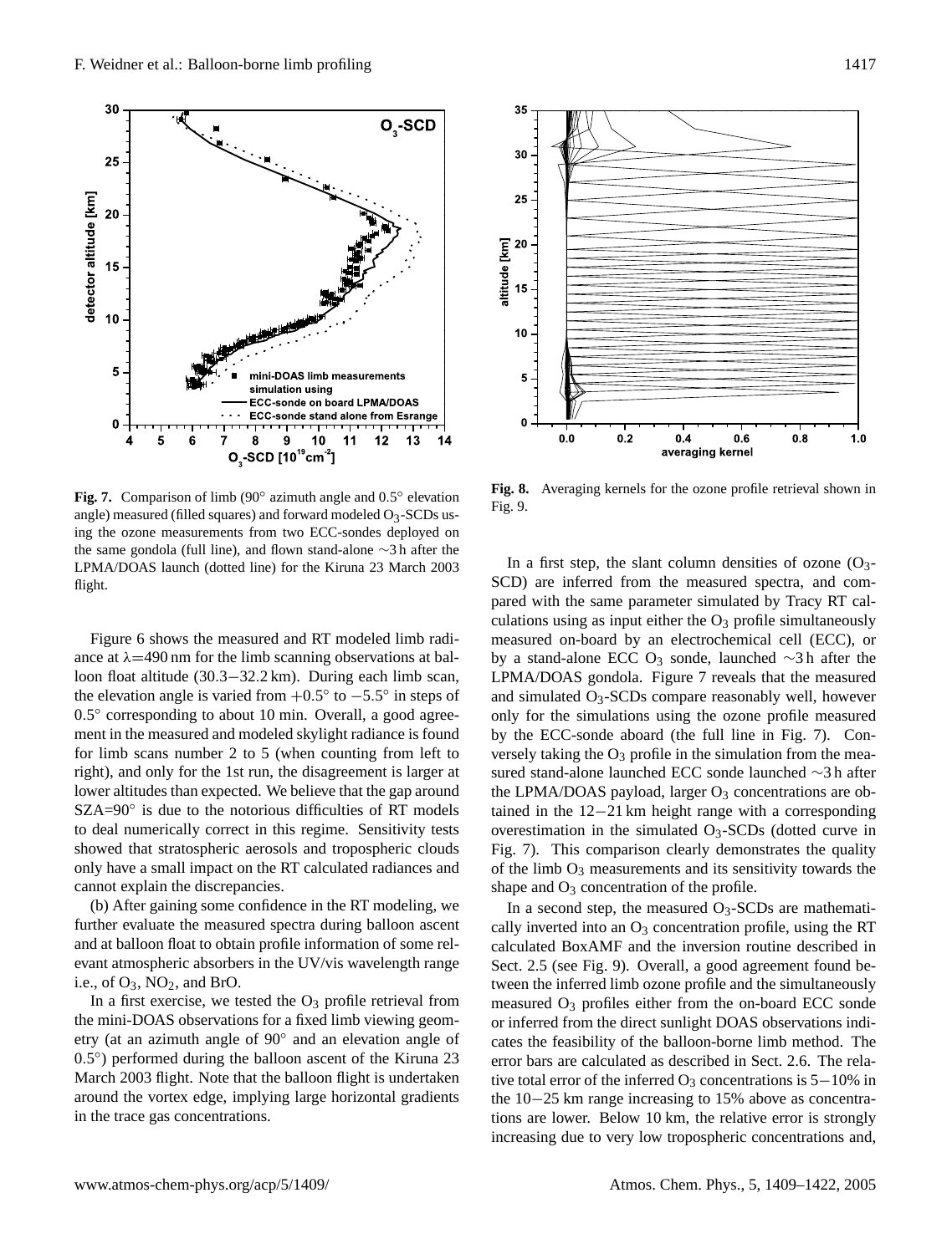**Fig. 7.** Comparison of limb (90° azimuth angle and 0.5° elevation angle) measured (filled squares) and forward modeled $O_3$-SCDs using the ozone measurements from two ECC-sondes deployed on the same gondola (full line), and flown stand-alone ∼3 h after the LPMA/DOAS launch (dotted line) for the Kiruna 23 March 2003 flight.

**Fig. 8.** Averaging kernels for the ozone profile retrieval shown in Fig. 9.

Figure 6 shows the measured and RT modeled limb radiance at λ=490 nm for the limb scanning observations at balloon float altitude (30.3−32.2 km). During each limb scan, the elevation angle is varied from +0.5° to −5.5° in steps of 0.5° corresponding to about 10 min. Overall, a good agreement in the measured and modeled skylight radiance is found for limb scans number 2 to 5 (when counting from left to right), and only for the 1st run, the disagreement is larger at lower altitudes than expected. We believe that the gap around SZA=90° is due to the notorious difficulties of RT models to deal numerically correct in this regime. Sensitivity tests showed that stratospheric aerosols and tropospheric clouds only have a small impact on the RT calculated radiances and cannot explain the discrepancies.

(b) After gaining some confidence in the RT modeling, we further evaluate the measured spectra during balloon ascent and at balloon float to obtain profile information of some relevant atmospheric absorbers in the UV/vis wavelength range i.e., of $O_3$, $NO_2$, and BrO.

In a first exercise, we tested the $O_3$ profile retrieval from the mini-DOAS observations for a fixed limb viewing geometry (at an azimuth angle of 90° and an elevation angle of 0.5°) performed during the balloon ascent of the Kiruna 23 March 2003 flight. Note that the balloon flight is undertaken around the vortex edge, implying large horizontal gradients in the trace gas concentrations.

In a first step, the slant column densities of ozone ($O_3$-SCD) are inferred from the measured spectra, and compared with the same parameter simulated by Tracy RT calculations using as input either the $O_3$ profile simultaneously measured on-board by an electrochemical cell (ECC), or by a stand-alone ECC $O_3$ sonde, launched ∼3 h after the LPMA/DOAS gondola. Figure 7 reveals that the measured and simulated $O_3$-SCDs compare reasonably well, however only for the simulations using the ozone profile measured by the ECC-sonde aboard (the full line in Fig. 7). Conversely taking the $O_3$ profile in the simulation from the measured stand-alone launched ECC sonde launched ∼3 h after the LPMA/DOAS payload, larger $O_3$ concentrations are obtained in the 12−21 km height range with a corresponding overestimation in the simulated $O_3$-SCDs (dotted curve in Fig. 7). This comparison clearly demonstrates the quality of the limb $O_3$ measurements and its sensitivity towards the shape and $O_3$ concentration of the profile.

In a second step, the measured $O_3$-SCDs are mathematically inverted into an $O_3$ concentration profile, using the RT calculated BoxAMF and the inversion routine described in Sect. 2.5 (see Fig. 9). Overall, a good agreement found between the inferred limb ozone profile and the simultaneously measured $O_3$ profiles either from the on-board ECC sonde or inferred from the direct sunlight DOAS observations indicates the feasibility of the balloon-borne limb method. The error bars are calculated as described in Sect. 2.6. The relative total error of the inferred $O_3$ concentrations is 5−10% in the 10−25 km range increasing to 15% above as concentrations are lower. Below 10 km, the relative error is strongly increasing due to very low tropospheric concentrations and,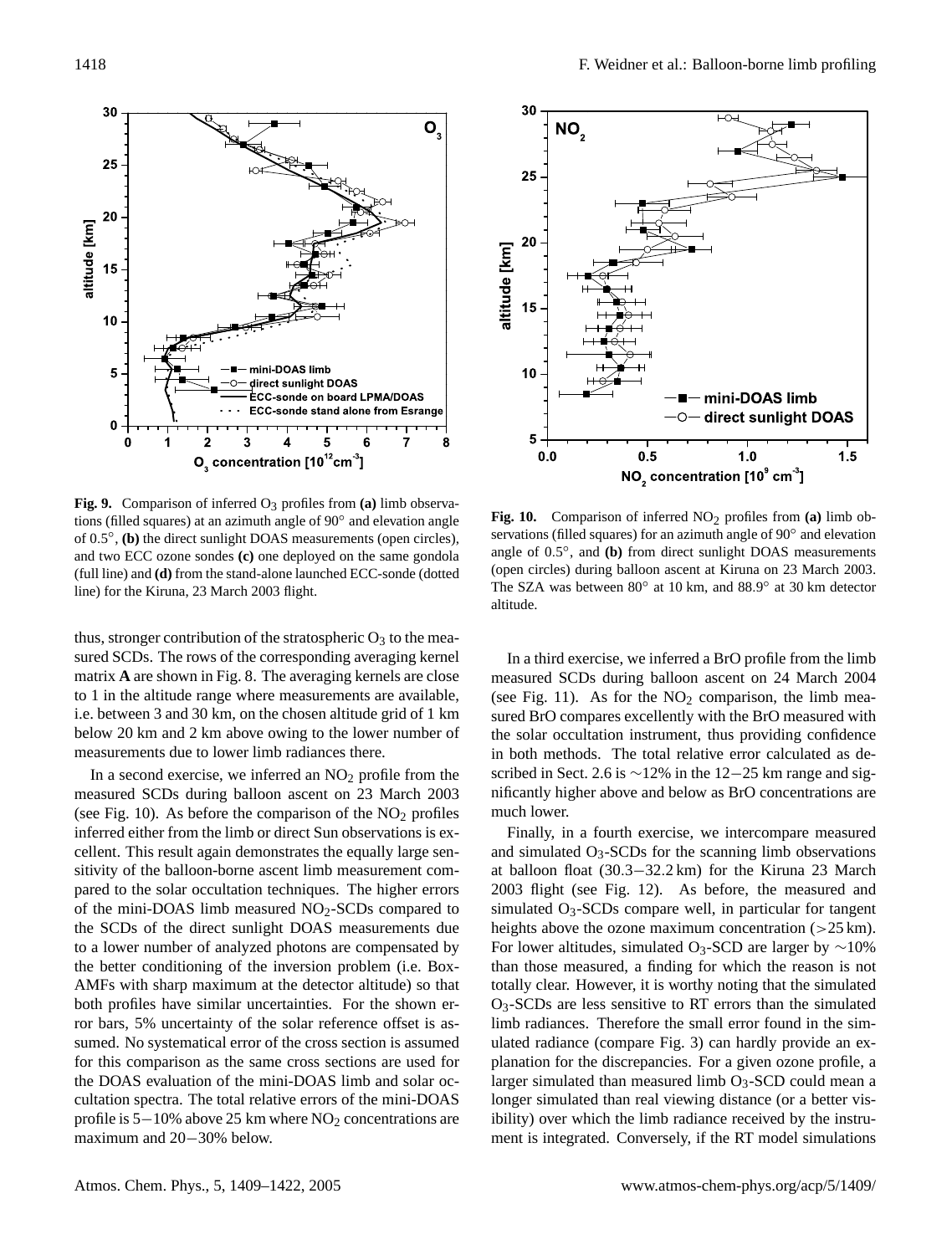**Fig. 9.** Comparison of inferred $O_3$ profiles from **(a)** limb observations (filled squares) at an azimuth angle of 90° and elevation angle of 0.5°, **(b)** the direct sunlight DOAS measurements (open circles), and two ECC ozone sondes **(c)** one deployed on the same gondola (full line) and **(d)** from the stand-alone launched ECC-sonde (dotted line) for the Kiruna, 23 March 2003 flight.

**Fig. 10.** Comparison of inferred $NO_2$ profiles from **(a)** limb observations (filled squares) for an azimuth angle of 90° and elevation angle of 0.5°, and **(b)** from direct sunlight DOAS measurements (open circles) during balloon ascent at Kiruna on 23 March 2003. The SZA was between 80° at 10 km, and 88.9° at 30 km detector altitude.

thus, stronger contribution of the stratospheric $O_3$ to the measured SCDs. The rows of the corresponding averaging kernel matrix **A** are shown in Fig. 8. The averaging kernels are close to 1 in the altitude range where measurements are available, i.e. between 3 and 30 km, on the chosen altitude grid of 1 km below 20 km and 2 km above owing to the lower number of measurements due to lower limb radiances there.

In a second exercise, we inferred an $NO_2$ profile from the measured SCDs during balloon ascent on 23 March 2003 (see Fig. 10). As before the comparison of the $NO_2$ profiles inferred either from the limb or direct Sun observations is excellent. This result again demonstrates the equally large sensitivity of the balloon-borne ascent limb measurement compared to the solar occultation techniques. The higher errors of the mini-DOAS limb measured $NO_2$-SCDs compared to the SCDs of the direct sunlight DOAS measurements due to a lower number of analyzed photons are compensated by the better conditioning of the inversion problem (i.e. Box-AMFs with sharp maximum at the detector altitude) so that both profiles have similar uncertainties. For the shown error bars, 5% uncertainty of the solar reference offset is assumed. No systematical error of the cross section is assumed for this comparison as the same cross sections are used for the DOAS evaluation of the mini-DOAS limb and solar occultation spectra. The total relative errors of the mini-DOAS profile is 5−10% above 25 km where $NO_2$ concentrations are maximum and 20−30% below.

In a third exercise, we inferred a BrO profile from the limb measured SCDs during balloon ascent on 24 March 2004 (see Fig. 11). As for the $NO_2$ comparison, the limb measured BrO compares excellently with the BrO measured with the solar occultation instrument, thus providing confidence in both methods. The total relative error calculated as described in Sect. 2.6 is ∼12% in the 12−25 km range and significantly higher above and below as BrO concentrations are much lower.

Finally, in a fourth exercise, we intercompare measured and simulated $O_3$-SCDs for the scanning limb observations at balloon float (30.3−32.2 km) for the Kiruna 23 March 2003 flight (see Fig. 12). As before, the measured and simulated $O_3$-SCDs compare well, in particular for tangent heights above the ozone maximum concentration (>25 km). For lower altitudes, simulated $O_3$-SCD are larger by ∼10% than those measured, a finding for which the reason is not totally clear. However, it is worthy noting that the simulated $O_3$-SCDs are less sensitive to RT errors than the simulated limb radiances. Therefore the small error found in the simulated radiance (compare Fig. 3) can hardly provide an explanation for the discrepancies. For a given ozone profile, a larger simulated than measured limb $O_3$-SCD could mean a longer simulated than real viewing distance (or a better visibility) over which the limb radiance received by the instrument is integrated. Conversely, if the RT model simulations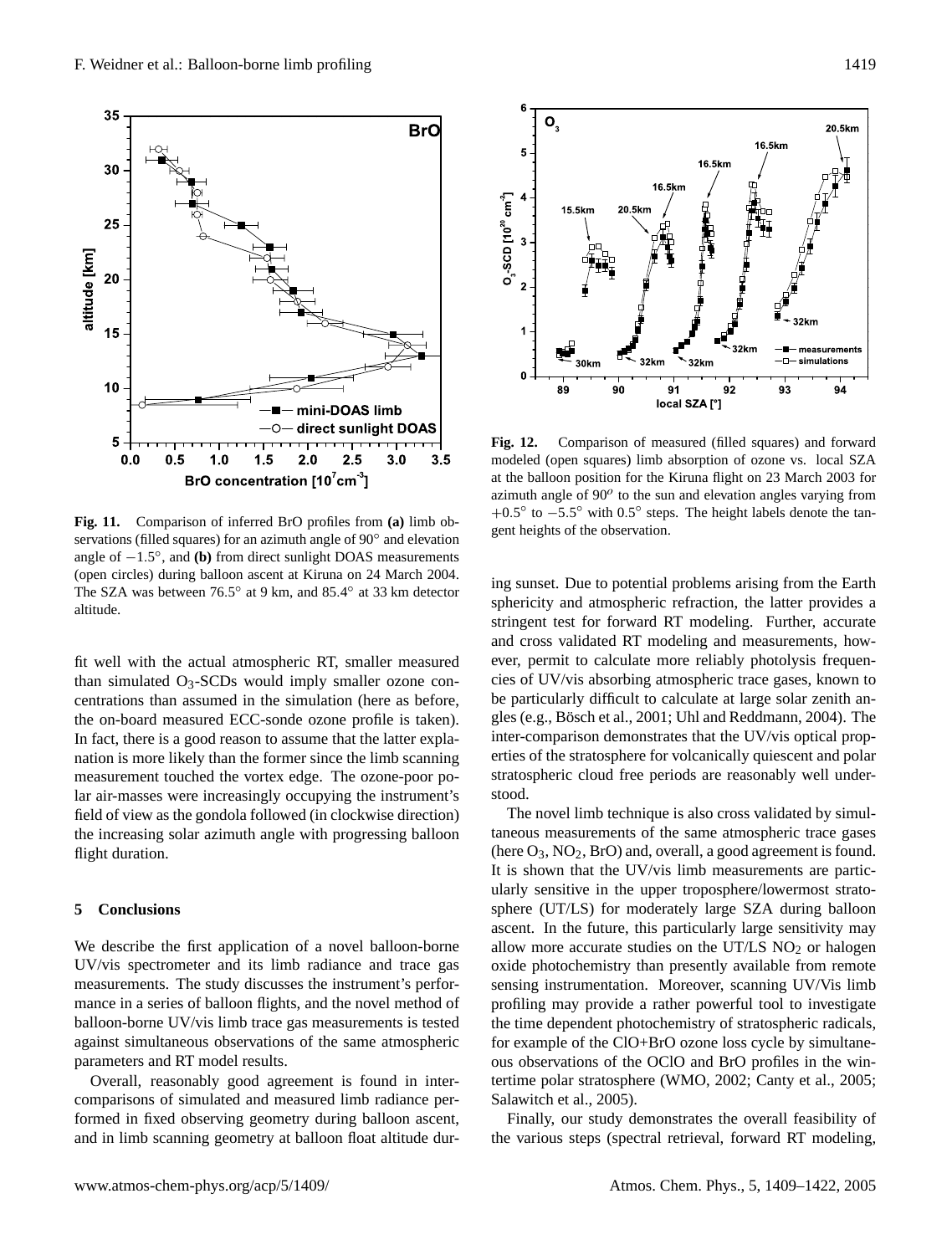Fig. 11. Comparison of inferred BrO profiles from **(a)** limb observations (filled squares) for an azimuth angle of 90° and elevation angle of −1.5°, and **(b)** from direct sunlight DOAS measurements (open circles) during balloon ascent at Kiruna on 24 March 2004. The SZA was between 76.5° at 9 km, and 85.4° at 33 km detector altitude.

Fig. 12. Comparison of measured (filled squares) and forward modeled (open squares) limb absorption of ozone vs. local SZA at the balloon position for the Kiruna flight on 23 March 2003 for azimuth angle of 90° to the sun and elevation angles varying from +0.5° to −5.5° with 0.5° steps. The height labels denote the tangent heights of the observation.

fit well with the actual atmospheric RT, smaller measured than simulated $O_3$-SCDs would imply smaller ozone concentrations than assumed in the simulation (here as before, the on-board measured ECC-sonde ozone profile is taken). In fact, there is a good reason to assume that the latter explanation is more likely than the former since the limb scanning measurement touched the vortex edge. The ozone-poor polar air-masses were increasingly occupying the instrument's field of view as the gondola followed (in clockwise direction) the increasing solar azimuth angle with progressing balloon flight duration.

## 5 Conclusions

We describe the first application of a novel balloon-borne UV/vis spectrometer and its limb radiance and trace gas measurements. The study discusses the instrument's performance in a series of balloon flights, and the novel method of balloon-borne UV/vis limb trace gas measurements is tested against simultaneous observations of the same atmospheric parameters and RT model results.

Overall, reasonably good agreement is found in intercomparisons of simulated and measured limb radiance performed in fixed observing geometry during balloon ascent, and in limb scanning geometry at balloon float altitude during sunset. Due to potential problems arising from the Earth sphericity and atmospheric refraction, the latter provides a stringent test for forward RT modeling. Further, accurate and cross validated RT modeling and measurements, however, permit to calculate more reliably photolysis frequencies of UV/vis absorbing atmospheric trace gases, known to be particularly difficult to calculate at large solar zenith angles (e.g., Bösch et al., 2001; Uhl and Reddmann, 2004). The inter-comparison demonstrates that the UV/vis optical properties of the stratosphere for volcanically quiescent and polar stratospheric cloud free periods are reasonably well understood.

The novel limb technique is also cross validated by simultaneous measurements of the same atmospheric trace gases (here $O_3$, $NO_2$, BrO) and, overall, a good agreement is found. It is shown that the UV/vis limb measurements are particularly sensitive in the upper troposphere/lowermost stratosphere (UT/LS) for moderately large SZA during balloon ascent. In the future, this particularly large sensitivity may allow more accurate studies on the UT/LS $NO_2$ or halogen oxide photochemistry than presently available from remote sensing instrumentation. Moreover, scanning UV/Vis limb profiling may provide a rather powerful tool to investigate the time dependent photochemistry of stratospheric radicals, for example of the ClO+BrO ozone loss cycle by simultaneous observations of the OClO and BrO profiles in the wintertime polar stratosphere (WMO, 2002; Canty et al., 2005; Salawitch et al., 2005).

Finally, our study demonstrates the overall feasibility of the various steps (spectral retrieval, forward RT modeling,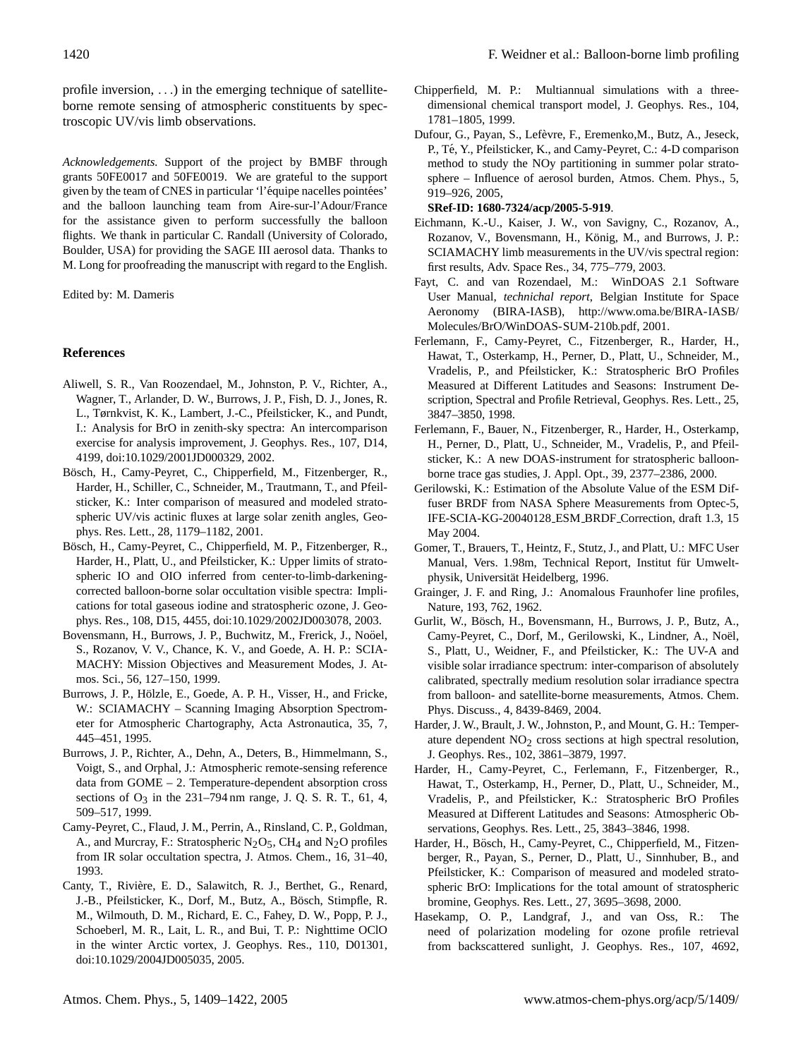profile inversion, ...) in the emerging technique of satellite-borne remote sensing of atmospheric constituents by spectroscopic UV/vis limb observations.

*Acknowledgements.* Support of the project by BMBF through grants 50FE0017 and 50FE0019. We are grateful to the support given by the team of CNES in particular 'l'équipe nacelles pointées' and the balloon launching team from Aire-sur-l'Adour/France for the assistance given to perform successfully the balloon flights. We thank in particular C. Randall (University of Colorado, Boulder, USA) for providing the SAGE III aerosol data. Thanks to M. Long for proofreading the manuscript with regard to the English.

Edited by: M. Dameris

## References

Aliwell, S. R., Van Roozendael, M., Johnston, P. V., Richter, A., Wagner, T., Arlander, D. W., Burrows, J. P., Fish, D. J., Jones, R. L., Tørnkvist, K. K., Lambert, J.-C., Pfeilsticker, K., and Pundt, I.: Analysis for BrO in zenith-sky spectra: An intercomparison exercise for analysis improvement, J. Geophys. Res., 107, D14, 4199, doi:10.1029/2001JD000329, 2002.

Bösch, H., Camy-Peyret, C., Chipperfield, M., Fitzenberger, R., Harder, H., Schiller, C., Schneider, M., Trautmann, T., and Pfeilsticker, K.: Inter comparison of measured and modeled stratospheric UV/vis actinic fluxes at large solar zenith angles, Geophys. Res. Lett., 28, 1179–1182, 2001.

Bösch, H., Camy-Peyret, C., Chipperfield, M. P., Fitzenberger, R., Harder, H., Platt, U., and Pfeilsticker, K.: Upper limits of stratospheric IO and OIO inferred from center-to-limb-darkening-corrected balloon-borne solar occultation visible spectra: Implications for total gaseous iodine and stratospheric ozone, J. Geophys. Res., 108, D15, 4455, doi:10.1029/2002JD003078, 2003.

Bovensmann, H., Burrows, J. P., Buchwitz, M., Frerick, J., Noöel, S., Rozanov, V. V., Chance, K. V., and Goede, A. H. P.: SCIAMACHY: Mission Objectives and Measurement Modes, J. Atmos. Sci., 56, 127–150, 1999.

Burrows, J. P., Hölzle, E., Goede, A. P. H., Visser, H., and Fricke, W.: SCIAMACHY – Scanning Imaging Absorption Spectrometer for Atmospheric Chartography, Acta Astronautica, 35, 7, 445–451, 1995.

Burrows, J. P., Richter, A., Dehn, A., Deters, B., Himmelmann, S., Voigt, S., and Orphal, J.: Atmospheric remote-sensing reference data from GOME – 2. Temperature-dependent absorption cross sections of $O_3$ in the 231–794 nm range, J. Q. S. R. T., 61, 4, 509–517, 1999.

Camy-Peyret, C., Flaud, J. M., Perrin, A., Rinsland, C. P., Goldman, A., and Murcray, F.: Stratospheric $N_2O_5$, $CH_4$ and $N_2O$ profiles from IR solar occultation spectra, J. Atmos. Chem., 16, 31–40, 1993.

Canty, T., Rivière, E. D., Salawitch, R. J., Berthet, G., Renard, J.-B., Pfeilsticker, K., Dorf, M., Butz, A., Bösch, Stimpfle, R. M., Wilmouth, D. M., Richard, E. C., Fahey, D. W., Popp, P. J., Schoeberl, M. R., Lait, L. R., and Bui, T. P.: Nighttime OClO in the winter Arctic vortex, J. Geophys. Res., 110, D01301, doi:10.1029/2004JD005035, 2005.

Chipperfield, M. P.: Multiannual simulations with a three-dimensional chemical transport model, J. Geophys. Res., 104, 1781–1805, 1999.

Dufour, G., Payan, S., Lefèvre, F., Eremenko,M., Butz, A., Jeseck, P., Té, Y., Pfeilsticker, K., and Camy-Peyret, C.: 4-D comparison method to study the NOy partitioning in summer polar stratosphere – Influence of aerosol burden, Atmos. Chem. Phys., 5, 919–926, 2005,
**SRef-ID: 1680-7324/acp/2005-5-919**.

Eichmann, K.-U., Kaiser, J. W., von Savigny, C., Rozanov, A., Rozanov, V., Bovensmann, H., König, M., and Burrows, J. P.: SCIAMACHY limb measurements in the UV/vis spectral region: first results, Adv. Space Res., 34, 775–779, 2003.

Fayt, C. and van Rozendael, M.: WinDOAS 2.1 Software User Manual, *technichal report*, Belgian Institute for Space Aeronomy (BIRA-IASB), http://www.oma.be/BIRA-IASB/Molecules/BrO/WinDOAS-SUM-210b.pdf, 2001.

Ferlemann, F., Camy-Peyret, C., Fitzenberger, R., Harder, H., Hawat, T., Osterkamp, H., Perner, D., Platt, U., Schneider, M., Vradelis, P., and Pfeilsticker, K.: Stratospheric BrO Profiles Measured at Different Latitudes and Seasons: Instrument Description, Spectral and Profile Retrieval, Geophys. Res. Lett., 25, 3847–3850, 1998.

Ferlemann, F., Bauer, N., Fitzenberger, R., Harder, H., Osterkamp, H., Perner, D., Platt, U., Schneider, M., Vradelis, P., and Pfeilsticker, K.: A new DOAS-instrument for stratospheric balloon-borne trace gas studies, J. Appl. Opt., 39, 2377–2386, 2000.

Gerilowski, K.: Estimation of the Absolute Value of the ESM Diffuser BRDF from NASA Sphere Measurements from Optec-5, IFE-SCIA-KG-20040128_ESM_BRDF_Correction, draft 1.3, 15 May 2004.

Gomer, T., Brauers, T., Heintz, F., Stutz, J., and Platt, U.: MFC User Manual, Vers. 1.98m, Technical Report, Institut für Umweltphysik, Universität Heidelberg, 1996.

Grainger, J. F. and Ring, J.: Anomalous Fraunhofer line profiles, Nature, 193, 762, 1962.

Gurlit, W., Bösch, H., Bovensmann, H., Burrows, J. P., Butz, A., Camy-Peyret, C., Dorf, M., Gerilowski, K., Lindner, A., Noël, S., Platt, U., Weidner, F., and Pfeilsticker, K.: The UV-A and visible solar irradiance spectrum: inter-comparison of absolutely calibrated, spectrally medium resolution solar irradiance spectra from balloon- and satellite-borne measurements, Atmos. Chem. Phys. Discuss., 4, 8439-8469, 2004.

Harder, J. W., Brault, J. W., Johnston, P., and Mount, G. H.: Temperature dependent $NO_2$ cross sections at high spectral resolution, J. Geophys. Res., 102, 3861–3879, 1997.

Harder, H., Camy-Peyret, C., Ferlemann, F., Fitzenberger, R., Hawat, T., Osterkamp, H., Perner, D., Platt, U., Schneider, M., Vradelis, P., and Pfeilsticker, K.: Stratospheric BrO Profiles Measured at Different Latitudes and Seasons: Atmospheric Observations, Geophys. Res. Lett., 25, 3843–3846, 1998.

Harder, H., Bösch, H., Camy-Peyret, C., Chipperfield, M., Fitzenberger, R., Payan, S., Perner, D., Platt, U., Sinnhuber, B., and Pfeilsticker, K.: Comparison of measured and modeled stratospheric BrO: Implications for the total amount of stratospheric bromine, Geophys. Res. Lett., 27, 3695–3698, 2000.

Hasekamp, O. P., Landgraf, J., and van Oss, R.: The need of polarization modeling for ozone profile retrieval from backscattered sunlight, J. Geophys. Res., 107, 4692,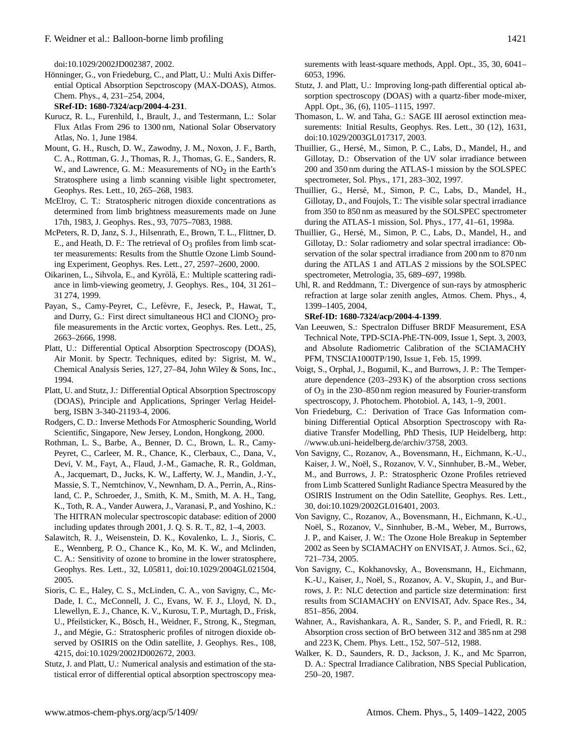doi:10.1029/2002JD002387, 2002.

Hönninger, G., von Friedeburg, C., and Platt, U.: Multi Axis Differential Optical Absorption Sepctroscopy (MAX-DOAS), Atmos. Chem. Phys., 4, 231–254, 2004,
**SRef-ID: 1680-7324/acp/2004-4-231**.

Kurucz, R. L., Furenhild, I., Brault, J., and Testermann, L.: Solar Flux Atlas From 296 to 1300 nm, National Solar Observatory Atlas, No. 1, June 1984.

Mount, G. H., Rusch, D. W., Zawodny, J. M., Noxon, J. F., Barth, C. A., Rottman, G. J., Thomas, R. J., Thomas, G. E., Sanders, R. W., and Lawrence, G. M.: Measurements of $NO_2$ in the Earth's Stratosphere using a limb scanning visible light spectrometer, Geophys. Res. Lett., 10, 265–268, 1983.

McElroy, C. T.: Stratospheric nitrogen dioxide concentrations as determined from limb brightness measurements made on June 17th, 1983, J. Geophys. Res., 93, 7075–7083, 1988.

McPeters, R. D, Janz, S. J., Hilsenrath, E., Brown, T. L., Flittner, D. E., and Heath, D. F.: The retrieval of $O_3$ profiles from limb scatter measurements: Results from the Shuttle Ozone Limb Sounding Experiment, Geophys. Res. Lett., 27, 2597–2600, 2000.

Oikarinen, L., Sihvola, E., and Kyrölä, E.: Multiple scattering radiance in limb-viewing geometry, J. Geophys. Res., 104, 31 261–31 274, 1999.

Payan, S., Camy-Peyret, C., Lefèvre, F., Jeseck, P., Hawat, T., and Durry, G.: First direct simultaneous HCl and $ClONO_2$ profile measurements in the Arctic vortex, Geophys. Res. Lett., 25, 2663–2666, 1998.

Platt, U.: Differential Optical Absorption Spectroscopy (DOAS), Air Monit. by Spectr. Techniques, edited by: Sigrist, M. W., Chemical Analysis Series, 127, 27–84, John Wiley & Sons, Inc., 1994.

Platt, U. and Stutz, J.: Differential Optical Absorption Spectroscopy (DOAS), Principle and Applications, Springer Verlag Heidelberg, ISBN 3-340-21193-4, 2006.

Rodgers, C. D.: Inverse Methods For Atmospheric Sounding, World Scientific, Singapore, New Jersey, London, Hongkong, 2000.

Rothman, L. S., Barbe, A., Benner, D. C., Brown, L. R., Camy-Peyret, C., Carleer, M. R., Chance, K., Clerbaux, C., Dana, V., Devi, V. M., Fayt, A., Flaud, J.-M., Gamache, R. R., Goldman, A., Jacquemart, D., Jucks, K. W., Lafferty, W. J., Mandin, J.-Y., Massie, S. T., Nemtchinov, V., Newnham, D. A., Perrin, A., Rinsland, C. P., Schroeder, J., Smith, K. M., Smith, M. A. H., Tang, K., Toth, R. A., Vander Auwera, J., Varanasi, P., and Yoshino, K.: The HITRAN molecular spectroscopic database: edition of 2000 including updates through 2001, J. Q. S. R. T., 82, 1–4, 2003.

Salawitch, R. J., Weisenstein, D. K., Kovalenko, L. J., Sioris, C. E., Wennberg, P. O., Chance K., Ko, M. K. W., and Mclinden, C. A.: Sensitivity of ozone to bromine in the lower stratosphere, Geophys. Res. Lett., 32, L05811, doi:10.1029/2004GL021504, 2005.

Sioris, C. E., Haley, C. S., McLinden, C. A., von Savigny, C., McDade, I. C., McConnell, J. C., Evans, W. F. J., Lloyd, N. D., Llewellyn, E. J., Chance, K. V., Kurosu, T. P., Murtagh, D., Frisk, U., Pfeilsticker, K., Bösch, H., Weidner, F., Strong, K., Stegman, J., and Mégie, G.: Stratospheric profiles of nitrogen dioxide observed by OSIRIS on the Odin satellite, J. Geophys. Res., 108, 4215, doi:10.1029/2002JD002672, 2003.

Stutz, J. and Platt, U.: Numerical analysis and estimation of the statistical error of differential optical absorption spectroscopy measurements with least-square methods, Appl. Opt., 35, 30, 6041–6053, 1996.

Stutz, J. and Platt, U.: Improving long-path differential optical absorption spectroscopy (DOAS) with a quartz-fiber mode-mixer, Appl. Opt., 36, (6), 1105–1115, 1997.

Thomason, L. W. and Taha, G.: SAGE III aerosol extinction measurements: Initial Results, Geophys. Res. Lett., 30 (12), 1631, doi:10.1029/2003GL017317, 2003.

Thuillier, G., Hersé, M., Simon, P. C., Labs, D., Mandel, H., and Gillotay, D.: Observation of the UV solar irradiance between 200 and 350 nm during the ATLAS-1 mission by the SOLSPEC spectrometer, Sol. Phys., 171, 283–302, 1997.

Thuillier, G., Hersé, M., Simon, P. C., Labs, D., Mandel, H., Gillotay, D., and Foujols, T.: The visible solar spectral irradiance from 350 to 850 nm as measured by the SOLSPEC spectrometer during the ATLAS-1 mission, Sol. Phys., 177, 41–61, 1998a.

Thuillier, G., Hersé, M., Simon, P. C., Labs, D., Mandel, H., and Gillotay, D.: Solar radiometry and solar spectral irradiance: Observation of the solar spectral irradiance from 200 nm to 870 nm during the ATLAS 1 and ATLAS 2 missions by the SOLSPEC spectrometer, Metrologia, 35, 689–697, 1998b.

Uhl, R. and Reddmann, T.: Divergence of sun-rays by atmospheric refraction at large solar zenith angles, Atmos. Chem. Phys., 4, 1399–1405, 2004,
**SRef-ID: 1680-7324/acp/2004-4-1399**.

Van Leeuwen, S.: Spectralon Diffuser BRDF Measurement, ESA Technical Note, TPD-SCIA-PhE-TN-009, Issue 1, Sept. 3, 2003, and Absolute Radiometric Calibration of the SCIAMACHY PFM, TNSCIA1000TP/190, Issue 1, Feb. 15, 1999.

Voigt, S., Orphal, J., Bogumil, K., and Burrows, J. P.: The Temperature dependence (203–293 K) of the absorption cross sections of $O_3$ in the 230–850 nm region measured by Fourier-transform spectroscopy, J. Photochem. Photobiol. A, 143, 1–9, 2001.

Von Friedeburg, C.: Derivation of Trace Gas Information combining Differential Optical Absorption Spectroscopy with Radiative Transfer Modelling, PhD Thesis, IUP Heidelberg, http://www.ub.uni-heidelberg.de/archiv/3758, 2003.

Von Savigny, C., Rozanov, A., Bovensmann, H., Eichmann, K.-U., Kaiser, J. W., Noël, S., Rozanov, V. V., Sinnhuber, B.-M., Weber, M., and Burrows, J. P.: Stratospheric Ozone Profiles retrieved from Limb Scattered Sunlight Radiance Spectra Measured by the OSIRIS Instrument on the Odin Satellite, Geophys. Res. Lett., 30, doi:10.1029/2002GL016401, 2003.

Von Savigny, C., Rozanov, A., Bovensmann, H., Eichmann, K.-U., Noël, S., Rozanov, V., Sinnhuber, B.-M., Weber, M., Burrows, J. P., and Kaiser, J. W.: The Ozone Hole Breakup in September 2002 as Seen by SCIAMACHY on ENVISAT, J. Atmos. Sci., 62, 721–734, 2005.

Von Savigny, C., Kokhanovsky, A., Bovensmann, H., Eichmann, K.-U., Kaiser, J., Noël, S., Rozanov, A. V., Skupin, J., and Burrows, J. P.: NLC detection and particle size determination: first results from SCIAMACHY on ENVISAT, Adv. Space Res., 34, 851–856, 2004.

Wahner, A., Ravishankara, A. R., Sander, S. P., and Friedl, R. R.: Absorption cross section of BrO between 312 and 385 nm at 298 and 223 K, Chem. Phys. Lett., 152, 507–512, 1988.

Walker, K. D., Saunders, R. D., Jackson, J. K., and Mc Sparron, D. A.: Spectral Irradiance Calibration, NBS Special Publication, 250–20, 1987.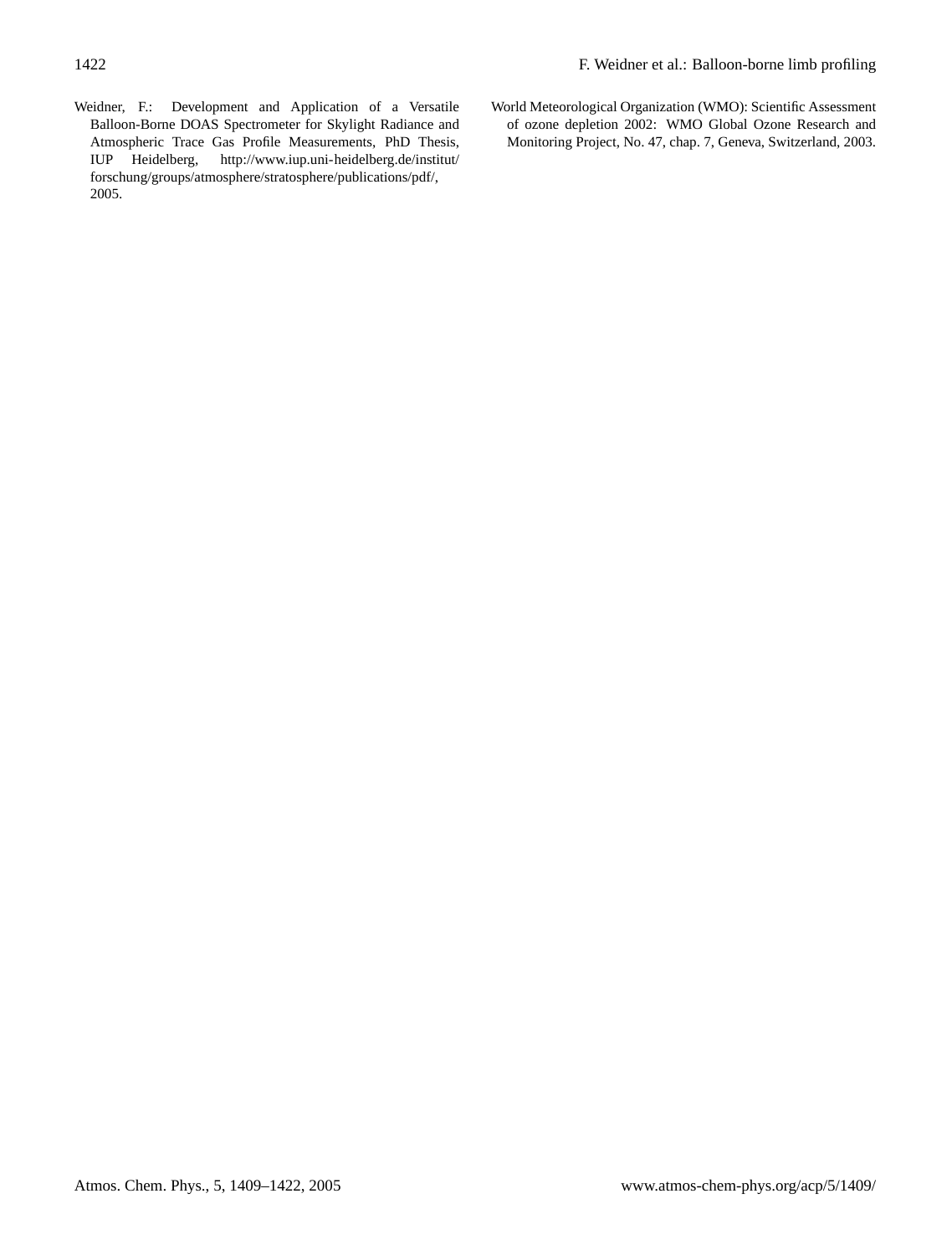Weidner, F.: Development and Application of a Versatile Balloon-Borne DOAS Spectrometer for Skylight Radiance and Atmospheric Trace Gas Profile Measurements, PhD Thesis, IUP Heidelberg, http://www.iup.uni-heidelberg.de/institut/forschung/groups/atmosphere/stratosphere/publications/pdf/, 2005.

World Meteorological Organization (WMO): Scientific Assessment of ozone depletion 2002: WMO Global Ozone Research and Monitoring Project, No. 47, chap. 7, Geneva, Switzerland, 2003.